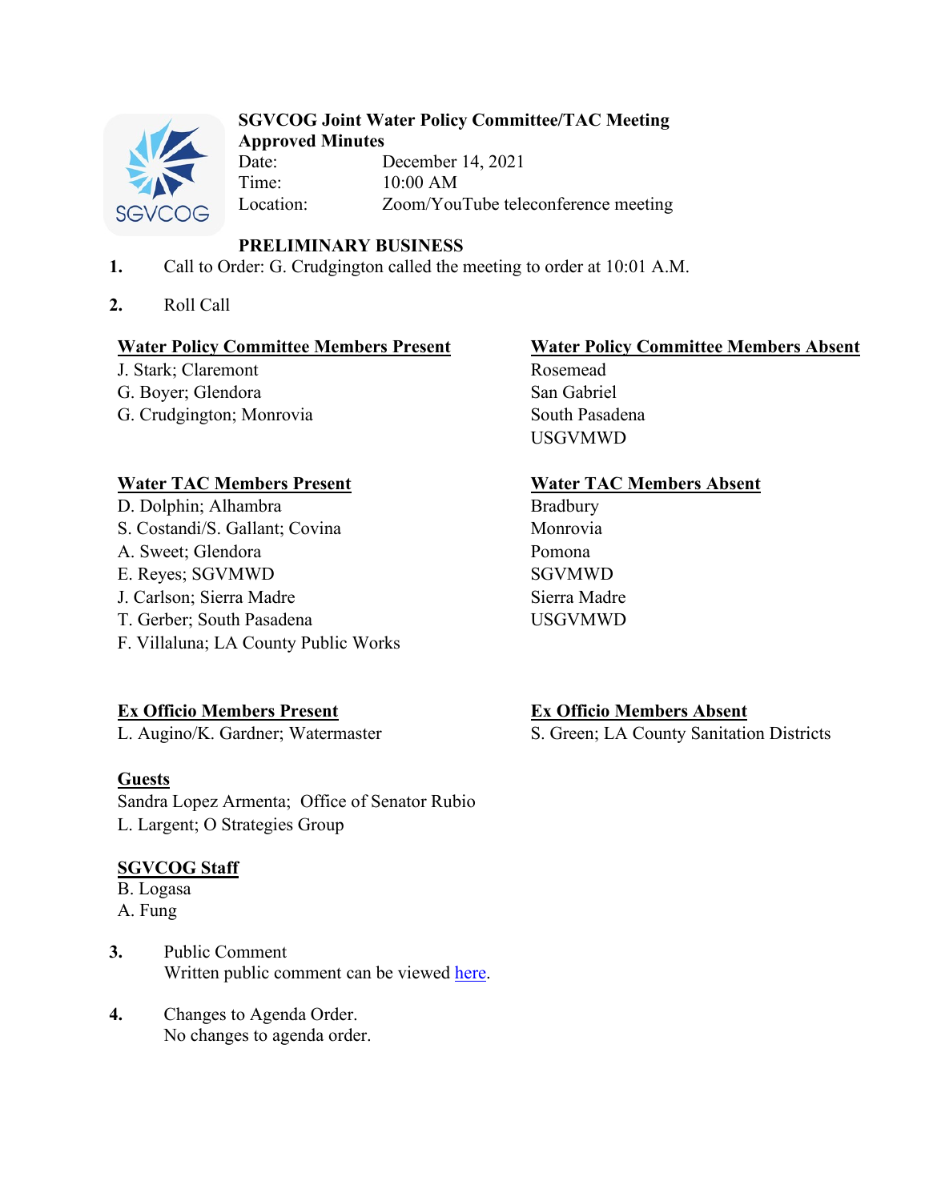**SGVCOG Joint Water Policy Committee/TAC Meeting**
**Approved Minutes**

Date: December 14, 2021
Time: 10:00 AM
Location: Zoom/YouTube teleconference meeting

**PRELIMINARY BUSINESS**

1. Call to Order: G. Crudgington called the meeting to order at 10:01 A.M.

2. Roll Call

**Water Policy Committee Members Present**
J. Stark; Claremont
G. Boyer; Glendora
G. Crudgington; Monrovia

**Water Policy Committee Members Absent**
Rosemead
San Gabriel
South Pasadena
USGVMWD

**Water TAC Members Present**
D. Dolphin; Alhambra
S. Costandi/S. Gallant; Covina
A. Sweet; Glendora
E. Reyes; SGVMWD
J. Carlson; Sierra Madre
T. Gerber; South Pasadena
F. Villaluna; LA County Public Works

**Water TAC Members Absent**
Bradbury
Monrovia
Pomona
SGVMWD
Sierra Madre
USGVMWD

**Ex Officio Members Present**
L. Augino/K. Gardner; Watermaster

**Ex Officio Members Absent**
S. Green; LA County Sanitation Districts

**Guests**
Sandra Lopez Armenta; Office of Senator Rubio
L. Largent; O Strategies Group

**SGVCOG Staff**
B. Logasa
A. Fung

3. Public Comment
Written public comment can be viewed here.

4. Changes to Agenda Order.
No changes to agenda order.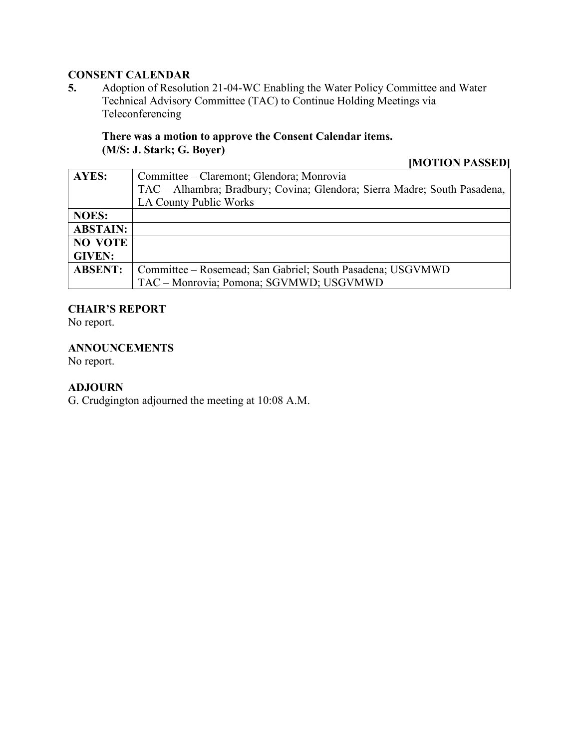**CONSENT CALENDAR**

**5.** Adoption of Resolution 21-04-WC Enabling the Water Policy Committee and Water Technical Advisory Committee (TAC) to Continue Holding Meetings via Teleconferencing

**There was a motion to approve the Consent Calendar items.**
**(M/S: J. Stark; G. Boyer)**

**[MOTION PASSED]**

| | |
|---|---|
| **AYES:** | Committee – Claremont; Glendora; Monrovia<br>TAC – Alhambra; Bradbury; Covina; Glendora; Sierra Madre; South Pasadena, LA County Public Works |
| **NOES:** | |
| **ABSTAIN:** | |
| **NO VOTE GIVEN:** | |
| **ABSENT:** | Committee – Rosemead; San Gabriel; South Pasadena; USGVMWD<br>TAC – Monrovia; Pomona; SGVMWD; USGVMWD |

**CHAIR'S REPORT**

No report.

**ANNOUNCEMENTS**

No report.

**ADJOURN**

G. Crudgington adjourned the meeting at 10:08 A.M.